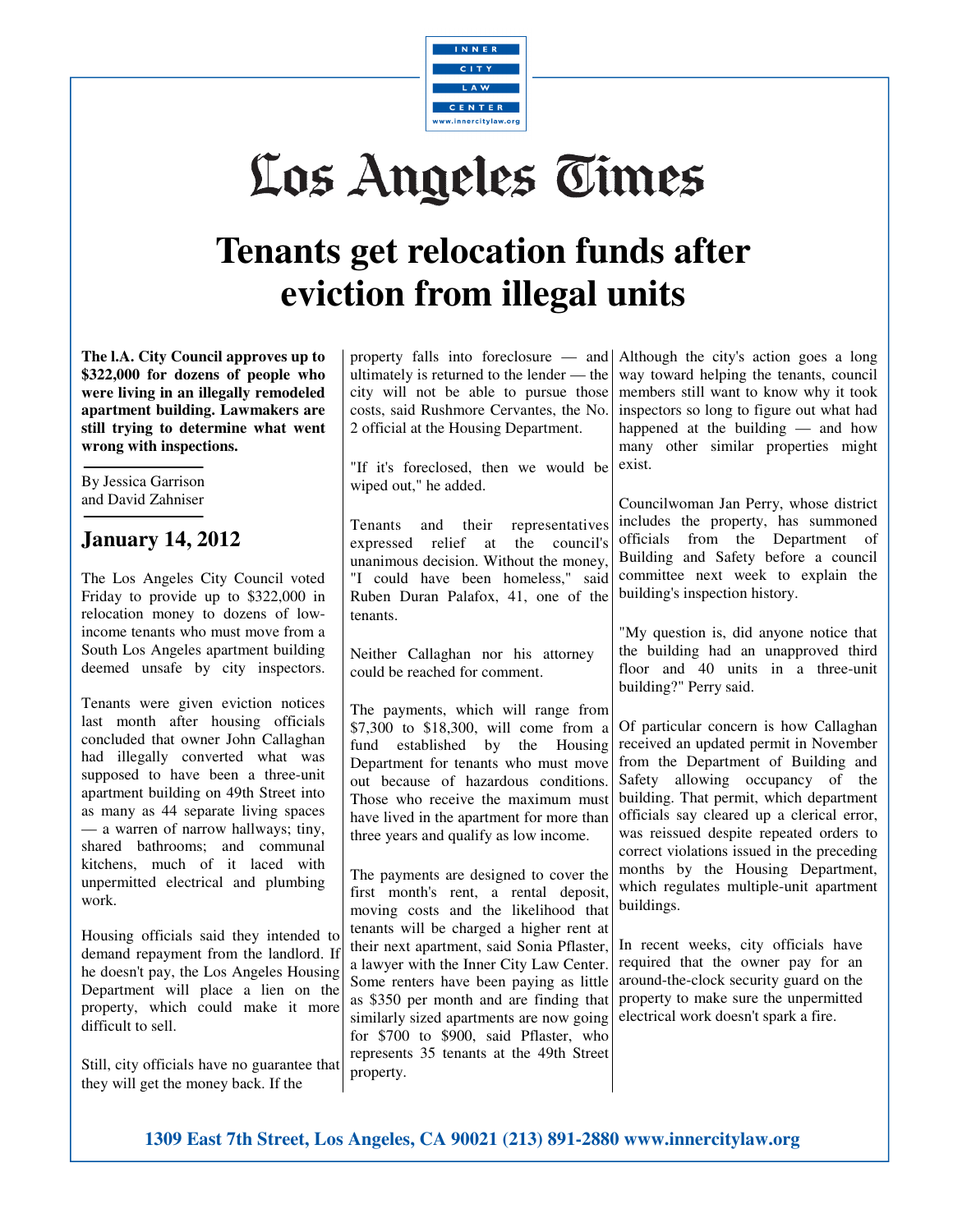INNER CITY LAW CENTER

www.innercitylaw.org

# Los Angeles Times

# Tenants get relocation funds after eviction from illegal units

**The l.A. City Council approves up to $322,000 for dozens of people who were living in an illegally remodeled apartment building. Lawmakers are still trying to determine what went wrong with inspections.**

By Jessica Garrison and David Zahniser

## January 14, 2012

The Los Angeles City Council voted Friday to provide up to $322,000 in relocation money to dozens of low-income tenants who must move from a South Los Angeles apartment building deemed unsafe by city inspectors.

Tenants were given eviction notices last month after housing officials concluded that owner John Callaghan had illegally converted what was supposed to have been a three-unit apartment building on 49th Street into as many as 44 separate living spaces — a warren of narrow hallways; tiny, shared bathrooms; and communal kitchens, much of it laced with unpermitted electrical and plumbing work.

Housing officials said they intended to demand repayment from the landlord. If he doesn't pay, the Los Angeles Housing Department will place a lien on the property, which could make it more difficult to sell.

Still, city officials have no guarantee that they will get the money back. If the property falls into foreclosure — and ultimately is returned to the lender — the city will not be able to pursue those costs, said Rushmore Cervantes, the No. 2 official at the Housing Department.

"If it's foreclosed, then we would be wiped out," he added.

Tenants and their representatives expressed relief at the council's unanimous decision. Without the money, "I could have been homeless," said Ruben Duran Palafox, 41, one of the tenants.

Neither Callaghan nor his attorney could be reached for comment.

The payments, which will range from $7,300 to $18,300, will come from a fund established by the Housing Department for tenants who must move out because of hazardous conditions. Those who receive the maximum must have lived in the apartment for more than three years and qualify as low income.

The payments are designed to cover the first month's rent, a rental deposit, moving costs and the likelihood that tenants will be charged a higher rent at their next apartment, said Sonia Pflaster, a lawyer with the Inner City Law Center. Some renters have been paying as little as $350 per month and are finding that similarly sized apartments are now going for $700 to $900, said Pflaster, who represents 35 tenants at the 49th Street property.

Although the city's action goes a long way toward helping the tenants, council members still want to know why it took inspectors so long to figure out what had happened at the building — and how many other similar properties might exist.

Councilwoman Jan Perry, whose district includes the property, has summoned officials from the Department of Building and Safety before a council committee next week to explain the building's inspection history.

"My question is, did anyone notice that the building had an unapproved third floor and 40 units in a three-unit building?" Perry said.

Of particular concern is how Callaghan received an updated permit in November from the Department of Building and Safety allowing occupancy of the building. That permit, which department officials say cleared up a clerical error, was reissued despite repeated orders to correct violations issued in the preceding months by the Housing Department, which regulates multiple-unit apartment buildings.

In recent weeks, city officials have required that the owner pay for an around-the-clock security guard on the property to make sure the unpermitted electrical work doesn't spark a fire.

**1309 East 7th Street, Los Angeles, CA 90021 (213) 891-2880 www.innercitylaw.org**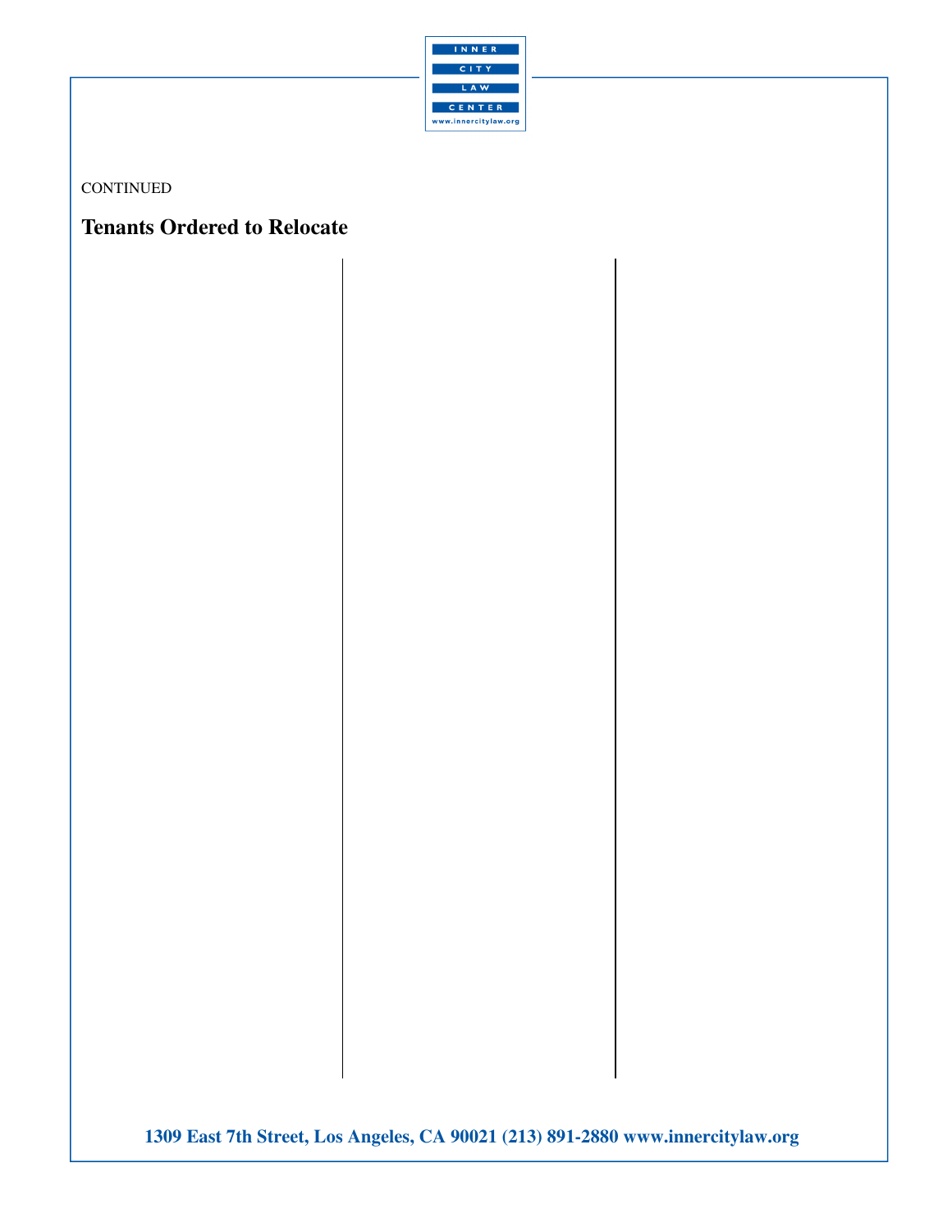CONTINUED

## Tenants Ordered to Relocate